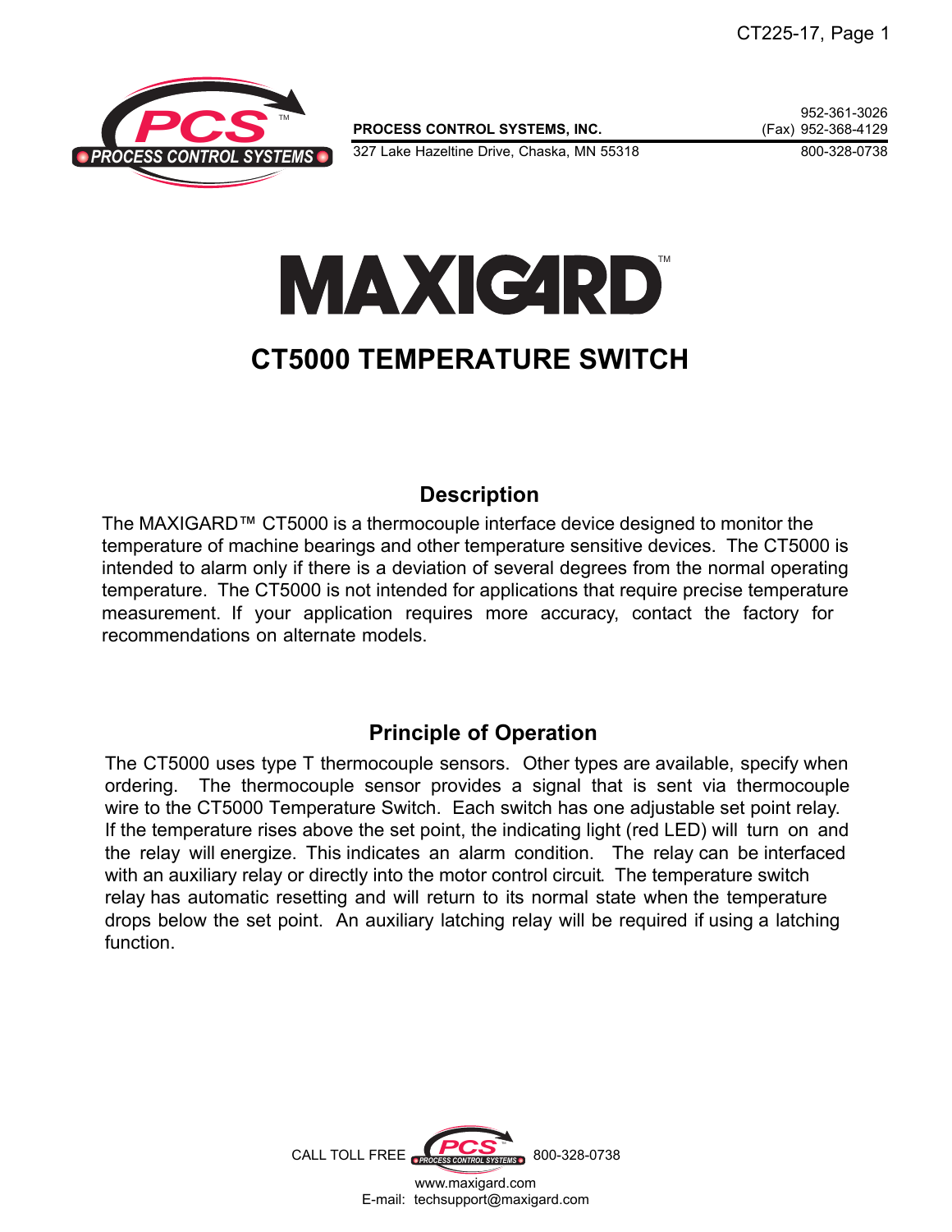PROCESS CONTROL SYSTEMS, INC.
327 Lake Hazeltine Drive, Chaska, MN 55318

952-361-3026
(Fax) 952-368-4129
800-328-0738

# MAXIGARD™

# CT5000 TEMPERATURE SWITCH

## Description

The MAXIGARD™ CT5000 is a thermocouple interface device designed to monitor the temperature of machine bearings and other temperature sensitive devices. The CT5000 is intended to alarm only if there is a deviation of several degrees from the normal operating temperature. The CT5000 is not intended for applications that require precise temperature measurement. If your application requires more accuracy, contact the factory for recommendations on alternate models.

## Principle of Operation

The CT5000 uses type T thermocouple sensors. Other types are available, specify when ordering. The thermocouple sensor provides a signal that is sent via thermocouple wire to the CT5000 Temperature Switch. Each switch has one adjustable set point relay. If the temperature rises above the set point, the indicating light (red LED) will turn on and the relay will energize. This indicates an alarm condition. The relay can be interfaced with an auxiliary relay or directly into the motor control circuit. The temperature switch relay has automatic resetting and will return to its normal state when the temperature drops below the set point. An auxiliary latching relay will be required if using a latching function.

CALL TOLL FREE 800-328-0738
www.maxigard.com
E-mail: techsupport@maxigard.com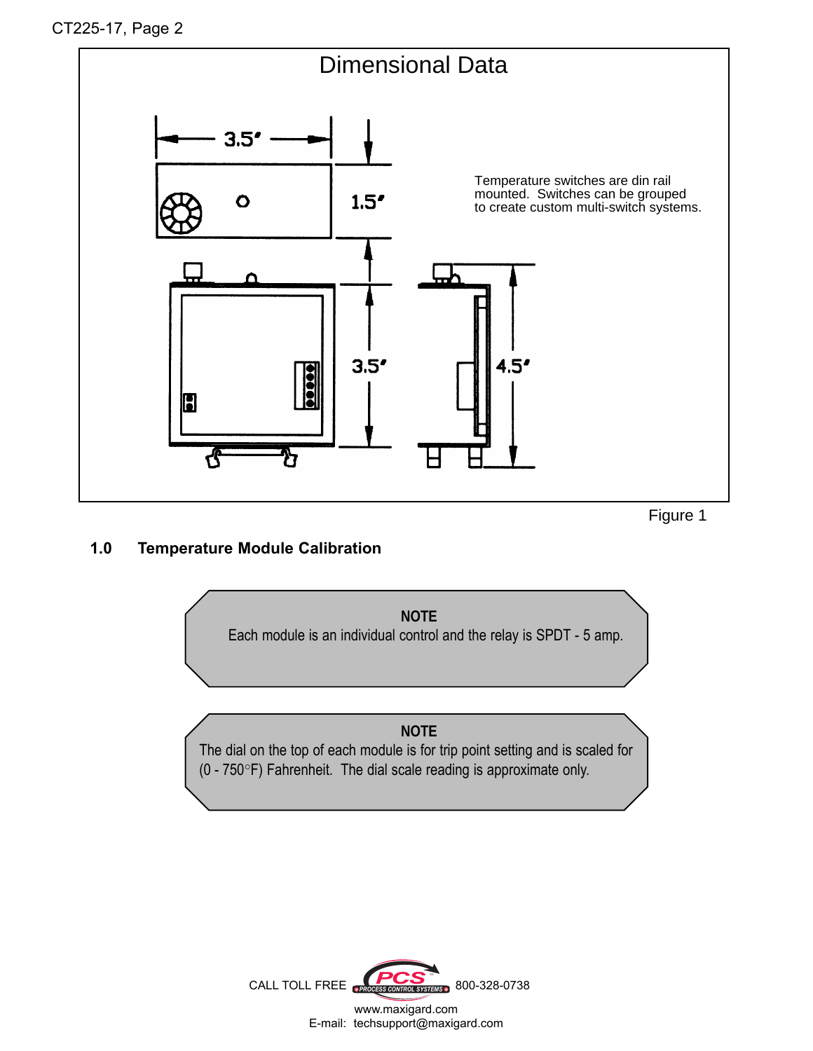## Dimensional Data

Temperature switches are din rail mounted. Switches can be grouped to create custom multi-switch systems.

Figure 1

### 1.0 Temperature Module Calibration

**NOTE**
Each module is an individual control and the relay is SPDT - 5 amp.

**NOTE**
The dial on the top of each module is for trip point setting and is scaled for (0 - 750°F) Fahrenheit. The dial scale reading is approximate only.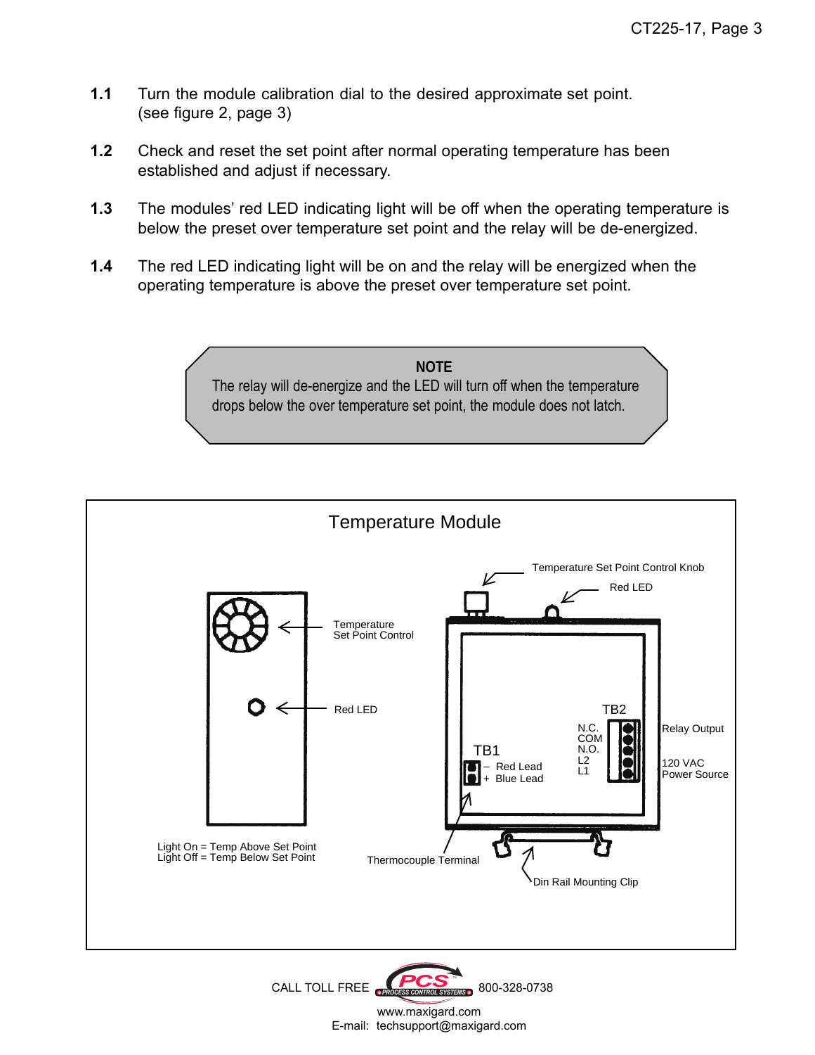**1.1** Turn the module calibration dial to the desired approximate set point. (see figure 2, page 3)

**1.2** Check and reset the set point after normal operating temperature has been established and adjust if necessary.

**1.3** The modules' red LED indicating light will be off when the operating temperature is below the preset over temperature set point and the relay will be de-energized.

**1.4** The red LED indicating light will be on and the relay will be energized when the operating temperature is above the preset over temperature set point.

> **NOTE**
> The relay will de-energize and the LED will turn off when the temperature drops below the over temperature set point, the module does not latch.

Temperature Module

Temperature Set Point Control Knob

Red LED

Temperature Set Point Control

Red LED

TB2

N.C.
COM
N.O.
L2
L1

Relay Output

120 VAC Power Source

TB1

– Red Lead
+ Blue Lead

Light On = Temp Above Set Point
Light Off = Temp Below Set Point

Thermocouple Terminal

Din Rail Mounting Clip

CALL TOLL FREE PCS PROCESS CONTROL SYSTEMS 800-328-0738

www.maxigard.com

E-mail: techsupport@maxigard.com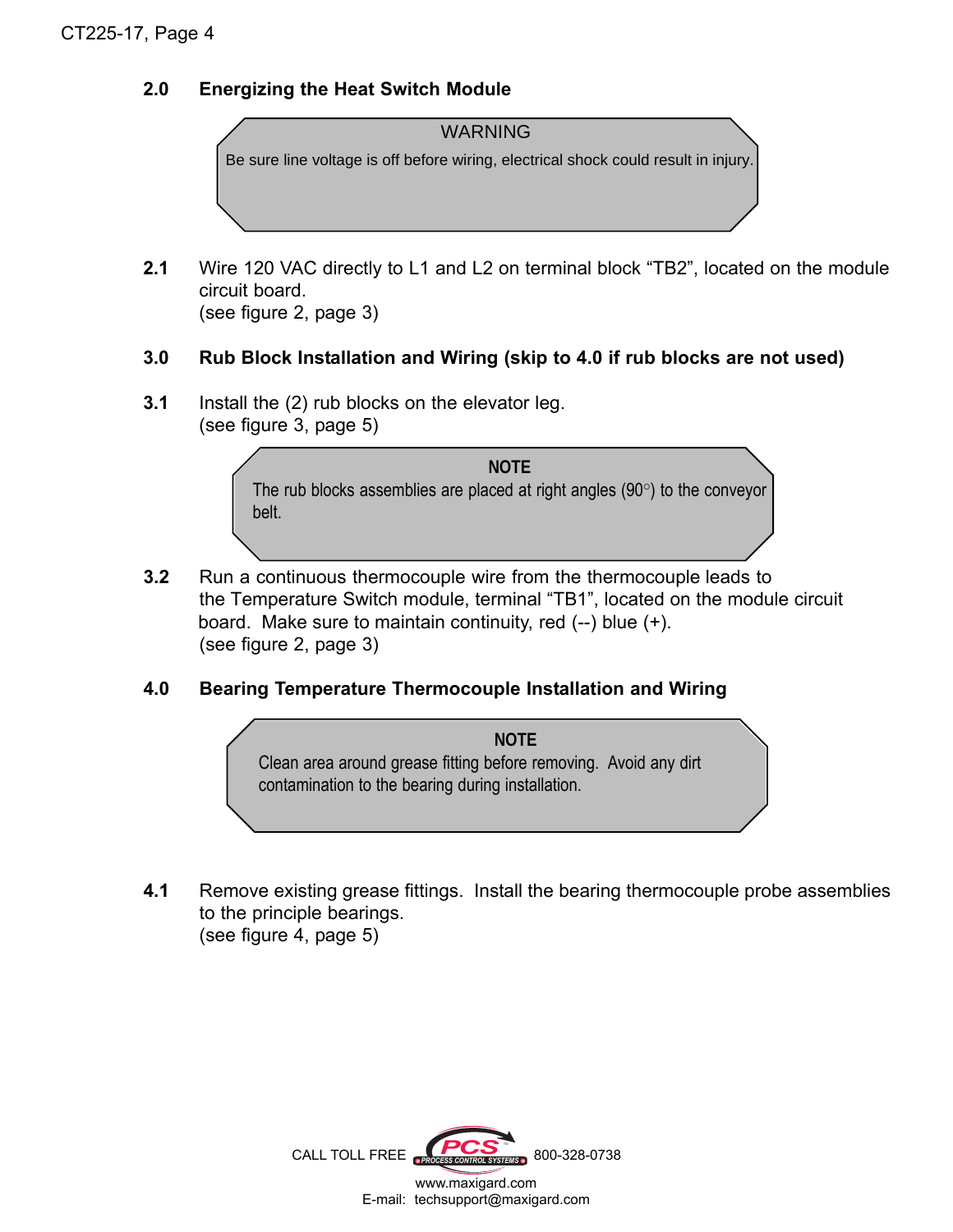## 2.0 Energizing the Heat Switch Module

> WARNING
>
> Be sure line voltage is off before wiring, electrical shock could result in injury.

**2.1** Wire 120 VAC directly to L1 and L2 on terminal block “TB2”, located on the module circuit board.
(see figure 2, page 3)

## 3.0 Rub Block Installation and Wiring (skip to 4.0 if rub blocks are not used)

**3.1** Install the (2) rub blocks on the elevator leg.
(see figure 3, page 5)

> **NOTE**
>
> The rub blocks assemblies are placed at right angles (90°) to the conveyor belt.

**3.2** Run a continuous thermocouple wire from the thermocouple leads to the Temperature Switch module, terminal “TB1”, located on the module circuit board. Make sure to maintain continuity, red (--) blue (+).
(see figure 2, page 3)

## 4.0 Bearing Temperature Thermocouple Installation and Wiring

> **NOTE**
>
> Clean area around grease fitting before removing. Avoid any dirt contamination to the bearing during installation.

**4.1** Remove existing grease fittings. Install the bearing thermocouple probe assemblies to the principle bearings.
(see figure 4, page 5)

CALL TOLL FREE PCS PROCESS CONTROL SYSTEMS 800-328-0738
www.maxigard.com
E-mail: techsupport@maxigard.com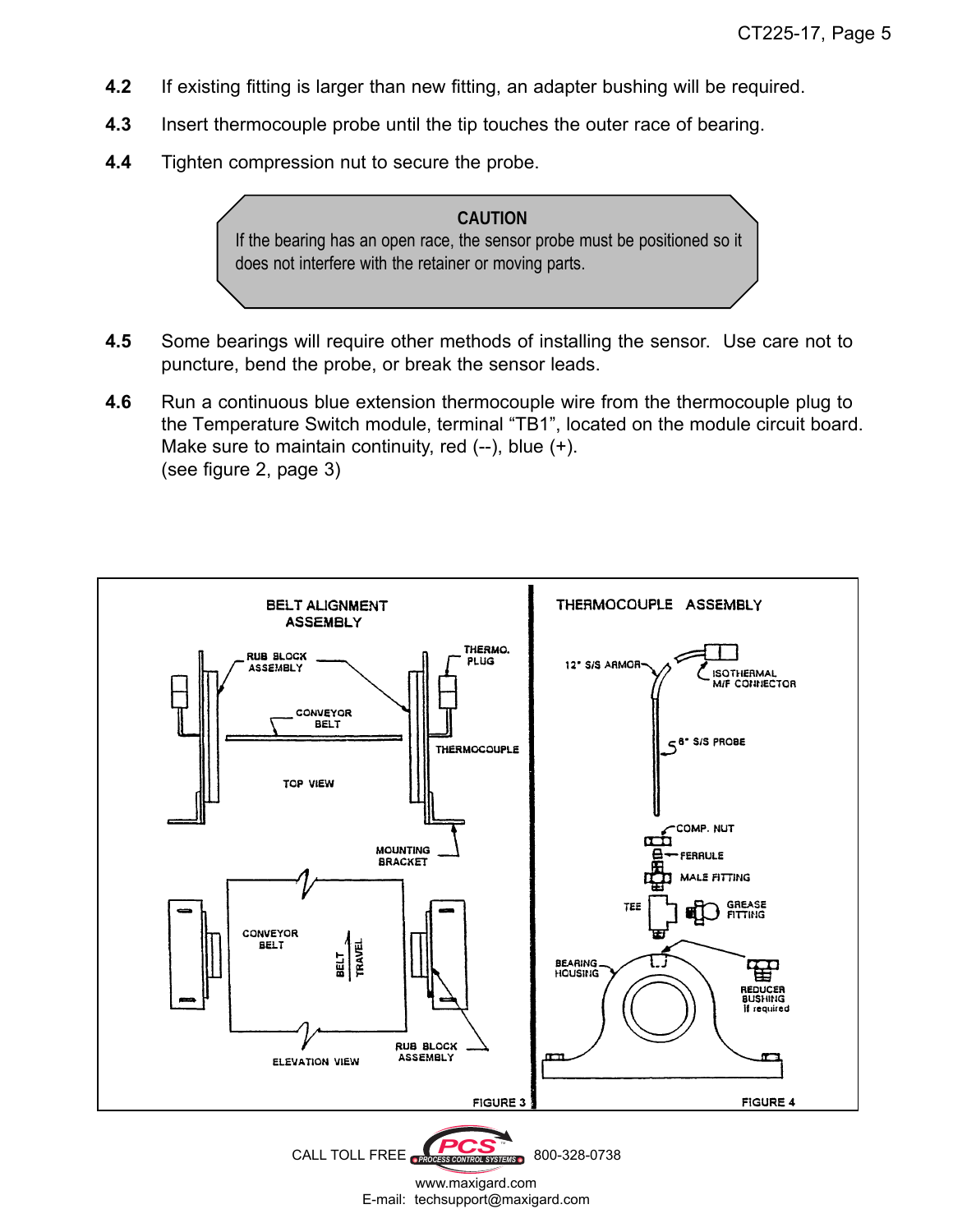**4.2** If existing fitting is larger than new fitting, an adapter bushing will be required.

**4.3** Insert thermocouple probe until the tip touches the outer race of bearing.

**4.4** Tighten compression nut to secure the probe.

> **CAUTION**
> If the bearing has an open race, the sensor probe must be positioned so it does not interfere with the retainer or moving parts.

**4.5** Some bearings will require other methods of installing the sensor. Use care not to puncture, bend the probe, or break the sensor leads.

**4.6** Run a continuous blue extension thermocouple wire from the thermocouple plug to the Temperature Switch module, terminal "TB1", located on the module circuit board. Make sure to maintain continuity, red (--), blue (+). (see figure 2, page 3)

BELT ALIGNMENT ASSEMBLY

RUB BLOCK ASSEMBLY, THERMO. PLUG, CONVEYOR BELT, THERMOCOUPLE, TOP VIEW, MOUNTING BRACKET, CONVEYOR BELT, BELT TRAVEL, ELEVATION VIEW, RUB BLOCK ASSEMBLY

FIGURE 3

THERMOCOUPLE ASSEMBLY

12" S/S ARMOR, ISOTHERMAL M/F CONNECTOR, 8" S/S PROBE, COMP. NUT, FERRULE, MALE FITTING, TEE, GREASE FITTING, BEARING HOUSING, REDUCER BUSHING if required

FIGURE 4

CALL TOLL FREE 800-328-0738

www.maxigard.com
E-mail: techsupport@maxigard.com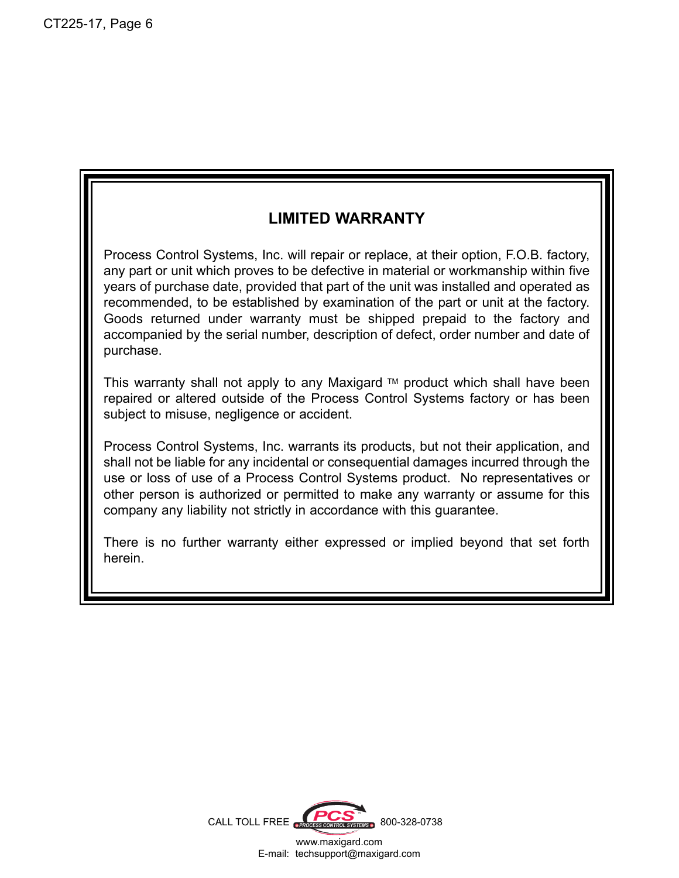## LIMITED WARRANTY

Process Control Systems, Inc. will repair or replace, at their option, F.O.B. factory, any part or unit which proves to be defective in material or workmanship within five years of purchase date, provided that part of the unit was installed and operated as recommended, to be established by examination of the part or unit at the factory. Goods returned under warranty must be shipped prepaid to the factory and accompanied by the serial number, description of defect, order number and date of purchase.

This warranty shall not apply to any Maxigard ™ product which shall have been repaired or altered outside of the Process Control Systems factory or has been subject to misuse, negligence or accident.

Process Control Systems, Inc. warrants its products, but not their application, and shall not be liable for any incidental or consequential damages incurred through the use or loss of use of a Process Control Systems product. No representatives or other person is authorized or permitted to make any warranty or assume for this company any liability not strictly in accordance with this guarantee.

There is no further warranty either expressed or implied beyond that set forth herein.

CALL TOLL FREE PCS PROCESS CONTROL SYSTEMS 800-328-0738

www.maxigard.com
E-mail: techsupport@maxigard.com